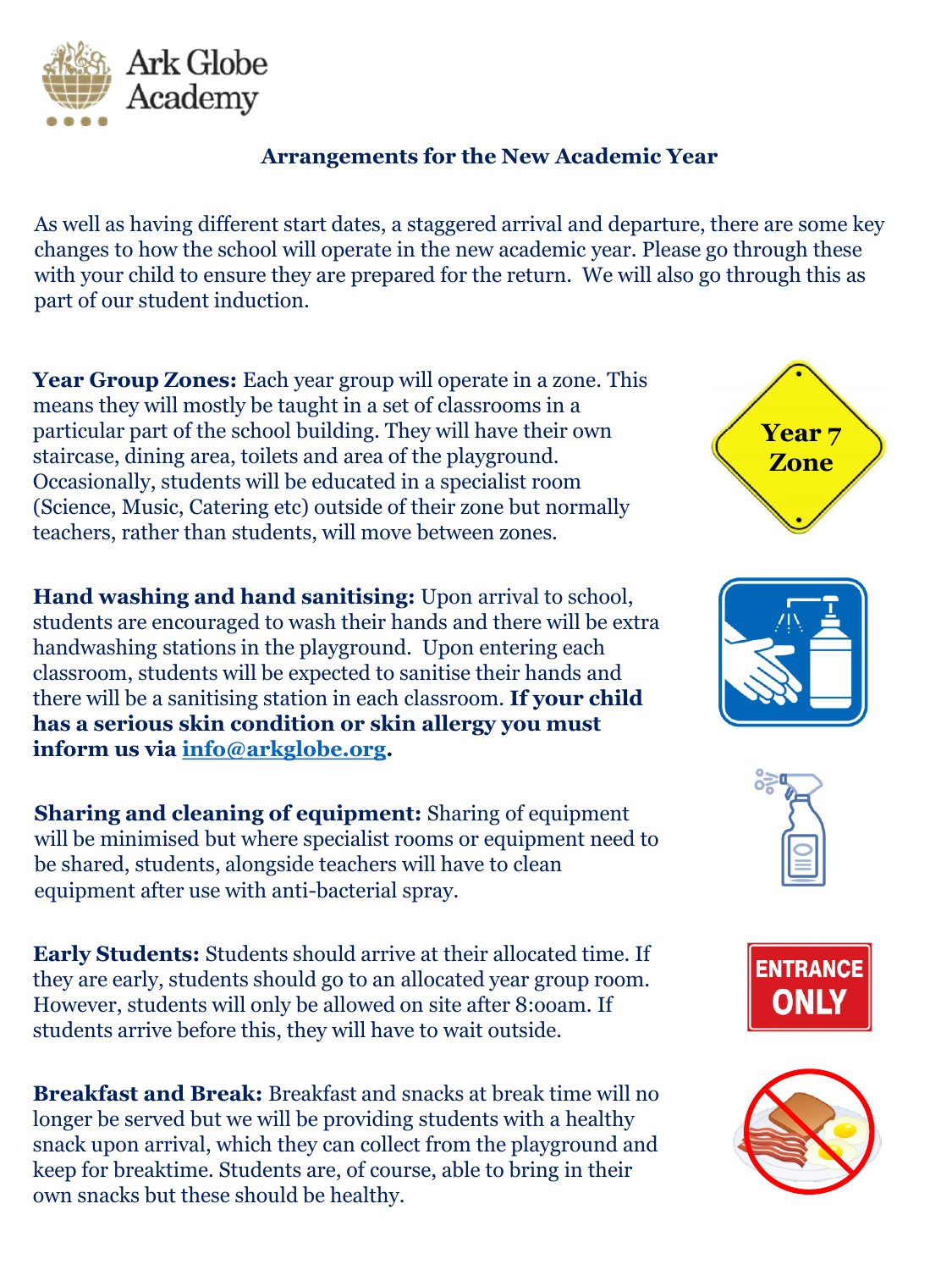Ark Globe Academy

## Arrangements for the New Academic Year

As well as having different start dates, a staggered arrival and departure, there are some key changes to how the school will operate in the new academic year. Please go through these with your child to ensure they are prepared for the return. We will also go through this as part of our student induction.

**Year Group Zones:** Each year group will operate in a zone. This means they will mostly be taught in a set of classrooms in a particular part of the school building. They will have their own staircase, dining area, toilets and area of the playground. Occasionally, students will be educated in a specialist room (Science, Music, Catering etc) outside of their zone but normally teachers, rather than students, will move between zones.

**Hand washing and hand sanitising:** Upon arrival to school, students are encouraged to wash their hands and there will be extra handwashing stations in the playground. Upon entering each classroom, students will be expected to sanitise their hands and there will be a sanitising station in each classroom. **If your child has a serious skin condition or skin allergy you must inform us via info@arkglobe.org.**

**Sharing and cleaning of equipment:** Sharing of equipment will be minimised but where specialist rooms or equipment need to be shared, students, alongside teachers will have to clean equipment after use with anti-bacterial spray.

**Early Students:** Students should arrive at their allocated time. If they are early, students should go to an allocated year group room. However, students will only be allowed on site after 8:00am. If students arrive before this, they will have to wait outside.

**Breakfast and Break:** Breakfast and snacks at break time will no longer be served but we will be providing students with a healthy snack upon arrival, which they can collect from the playground and keep for breaktime. Students are, of course, able to bring in their own snacks but these should be healthy.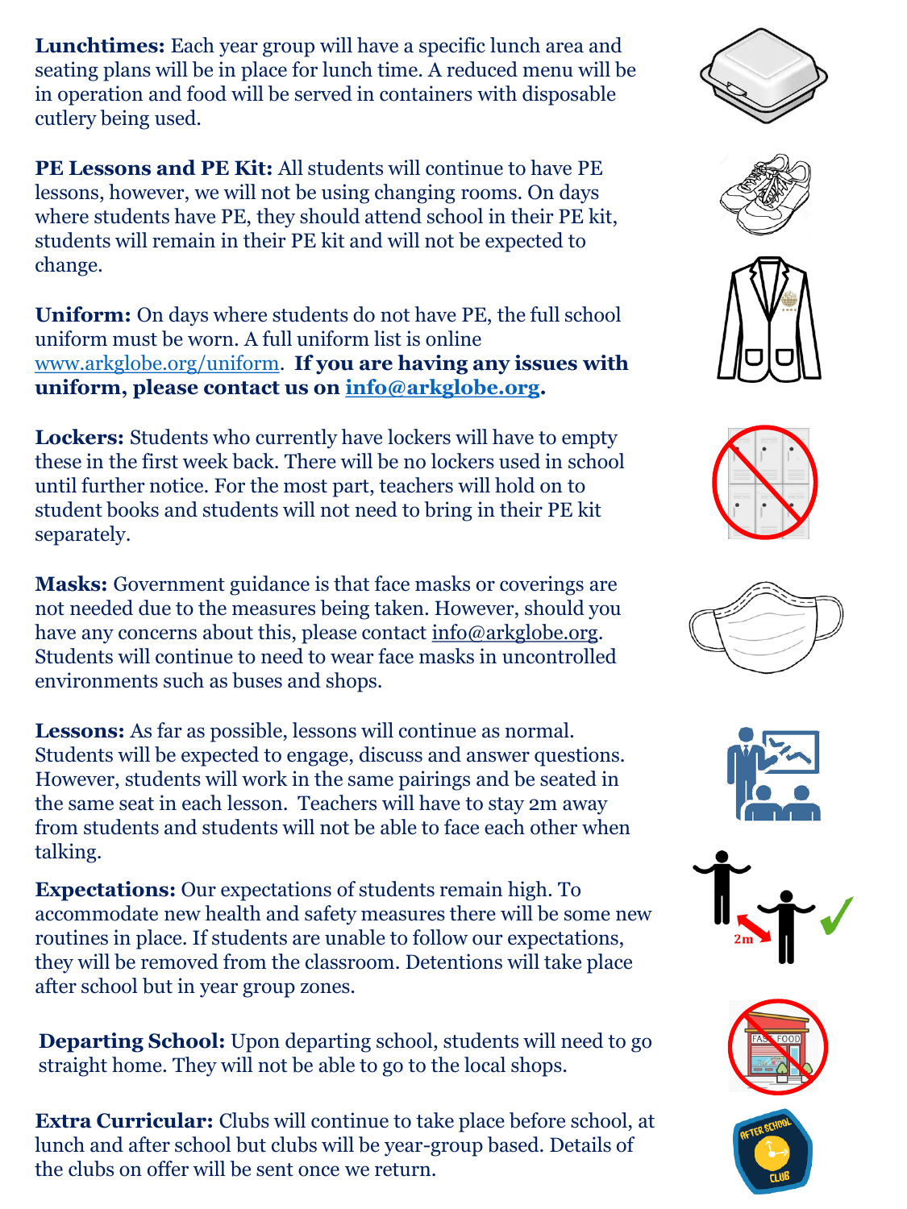**Lunchtimes:** Each year group will have a specific lunch area and seating plans will be in place for lunch time. A reduced menu will be in operation and food will be served in containers with disposable cutlery being used.

**PE Lessons and PE Kit:** All students will continue to have PE lessons, however, we will not be using changing rooms. On days where students have PE, they should attend school in their PE kit, students will remain in their PE kit and will not be expected to change.

**Uniform:** On days where students do not have PE, the full school uniform must be worn. A full uniform list is online www.arkglobe.org/uniform. **If you are having any issues with uniform, please contact us on info@arkglobe.org.**

**Lockers:** Students who currently have lockers will have to empty these in the first week back. There will be no lockers used in school until further notice. For the most part, teachers will hold on to student books and students will not need to bring in their PE kit separately.

**Masks:** Government guidance is that face masks or coverings are not needed due to the measures being taken. However, should you have any concerns about this, please contact info@arkglobe.org. Students will continue to need to wear face masks in uncontrolled environments such as buses and shops.

**Lessons:** As far as possible, lessons will continue as normal. Students will be expected to engage, discuss and answer questions. However, students will work in the same pairings and be seated in the same seat in each lesson. Teachers will have to stay 2m away from students and students will not be able to face each other when talking.

**Expectations:** Our expectations of students remain high. To accommodate new health and safety measures there will be some new routines in place. If students are unable to follow our expectations, they will be removed from the classroom. Detentions will take place after school but in year group zones.

**Departing School:** Upon departing school, students will need to go straight home. They will not be able to go to the local shops.

**Extra Curricular:** Clubs will continue to take place before school, at lunch and after school but clubs will be year-group based. Details of the clubs on offer will be sent once we return.